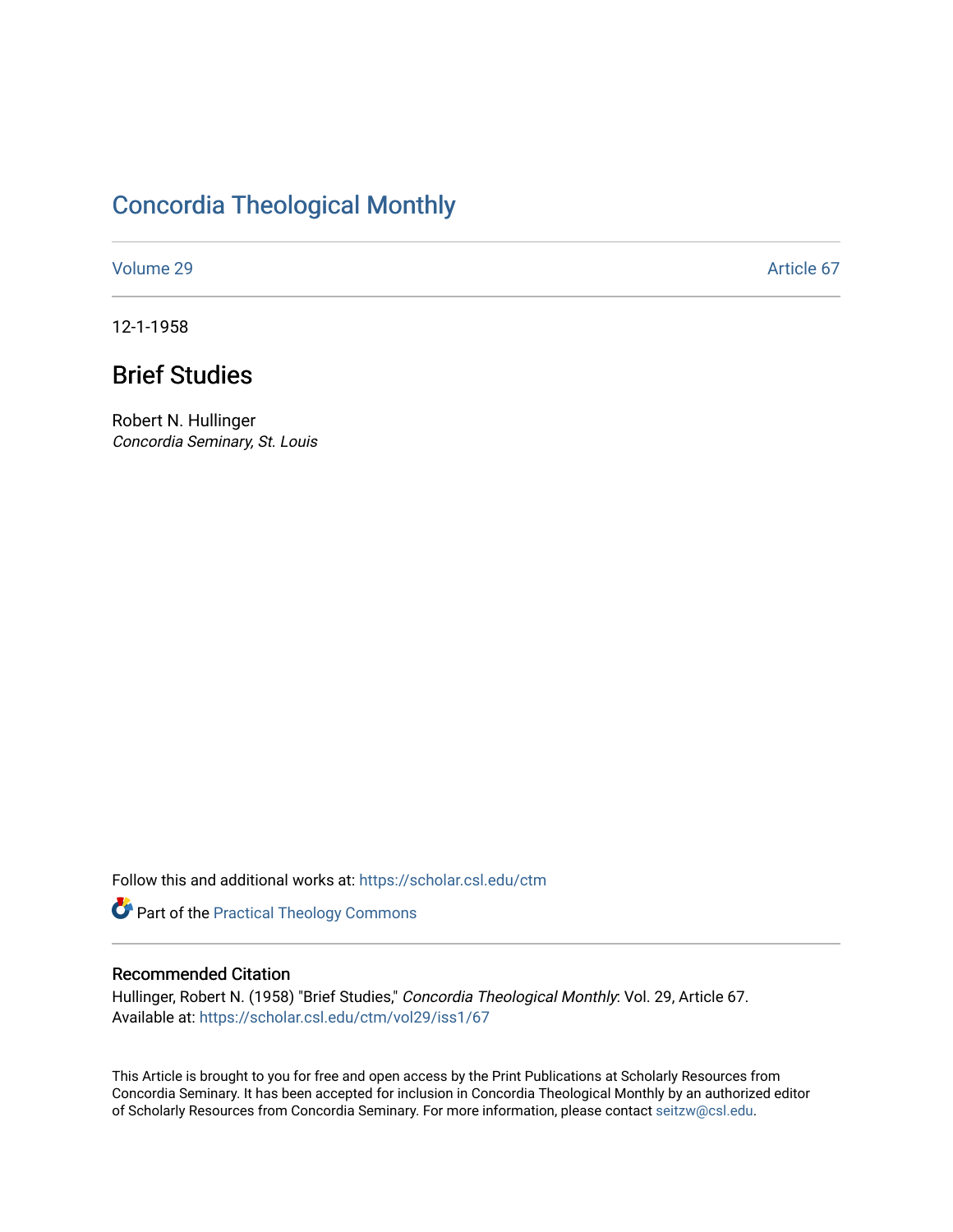# Concordia Theological Monthly

Volume 29 Article 67

12-1-1958

## Brief Studies

Robert N. Hullinger
*Concordia Seminary, St. Louis*

Follow this and additional works at: https://scholar.csl.edu/ctm

Part of the Practical Theology Commons

### Recommended Citation

Hullinger, Robert N. (1958) "Brief Studies," *Concordia Theological Monthly*: Vol. 29, Article 67.
Available at: https://scholar.csl.edu/ctm/vol29/iss1/67

This Article is brought to you for free and open access by the Print Publications at Scholarly Resources from Concordia Seminary. It has been accepted for inclusion in Concordia Theological Monthly by an authorized editor of Scholarly Resources from Concordia Seminary. For more information, please contact seitzw@csl.edu.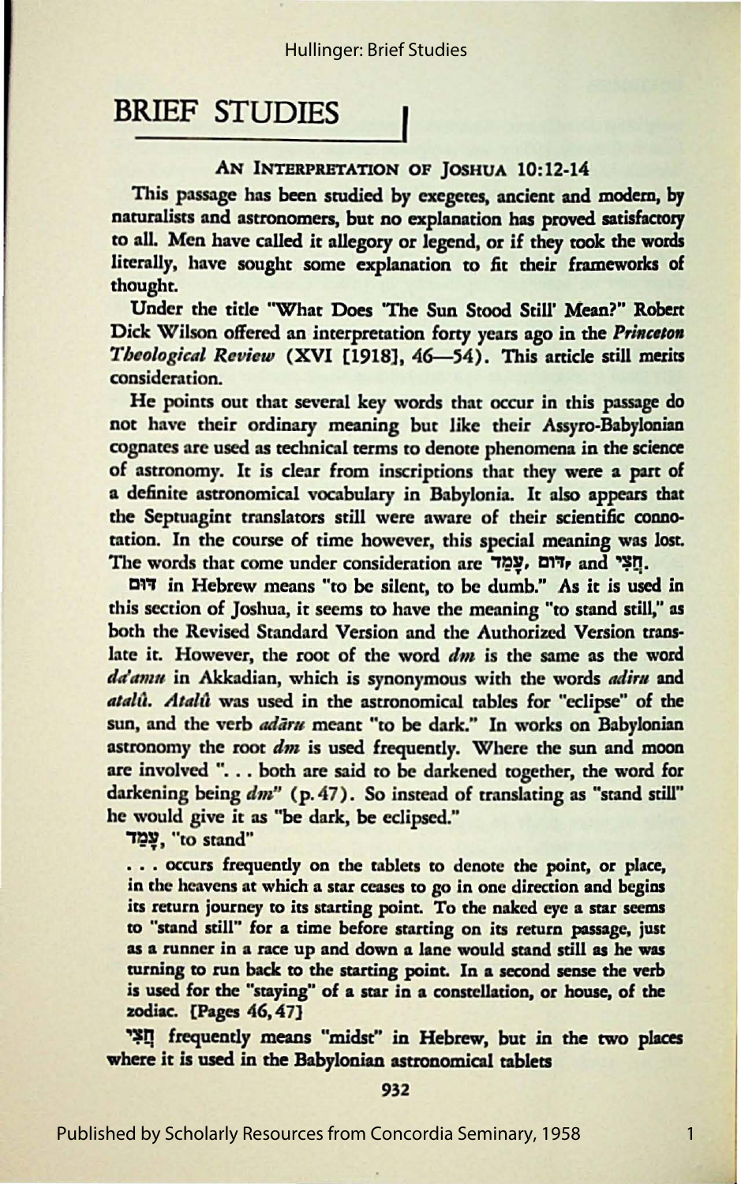# BRIEF STUDIES

## AN INTERPRETATION OF JOSHUA 10:12-14

This passage has been studied by exegetes, ancient and modern, by naturalists and astronomers, but no explanation has proved satisfactory to all. Men have called it allegory or legend, or if they took the words literally, have sought some explanation to fit their frameworks of thought.

Under the title "What Does 'The Sun Stood Still' Mean?" Robert Dick Wilson offered an interpretation forty years ago in the *Princeton Theological Review* (XVI [1918], 46—54). This article still merits consideration.

He points out that several key words that occur in this passage do not have their ordinary meaning but like their Assyro-Babylonian cognates are used as technical terms to denote phenomena in the science of astronomy. It is clear from inscriptions that they were a part of a definite astronomical vocabulary in Babylonia. It also appears that the Septuagint translators still were aware of their scientific connotation. In the course of time however, this special meaning was lost. The words that come under consideration are דוּם, עָמַד, and חֲצִי.

דוּם in Hebrew means "to be silent, to be dumb." As it is used in this section of Joshua, it seems to have the meaning "to stand still," as both the Revised Standard Version and the Authorized Version translate it. However, the root of the word *dm* is the same as the word *da'amu* in Akkadian, which is synonymous with the words *adiru* and *atalû*. *Atalû* was used in the astronomical tables for "eclipse" of the sun, and the verb *adāru* meant "to be dark." In works on Babylonian astronomy the root *dm* is used frequently. Where the sun and moon are involved ". . . both are said to be darkened together, the word for darkening being *dm*" (p. 47). So instead of translating as "stand still" he would give it as "be dark, be eclipsed."

עָמַד, "to stand"

> . . . occurs frequently on the tablets to denote the point, or place, in the heavens at which a star ceases to go in one direction and begins its return journey to its starting point. To the naked eye a star seems to "stand still" for a time before starting on its return passage, just as a runner in a race up and down a lane would stand still as he was turning to run back to the starting point. In a second sense the verb is used for the "staying" of a star in a constellation, or house, of the zodiac. [Pages 46, 47]

חֲצִי frequently means "midst" in Hebrew, but in the two places where it is used in the Babylonian astronomical tablets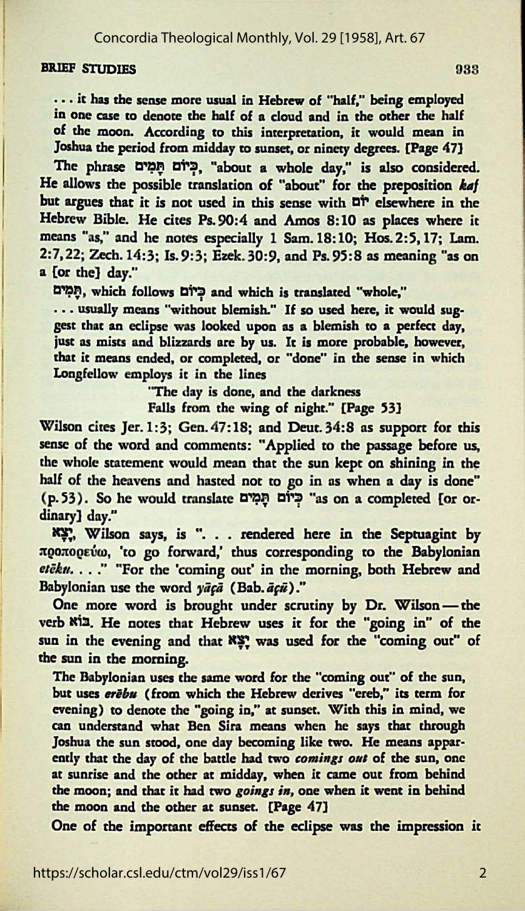. . . it has the sense more usual in Hebrew of "half," being employed in one case to denote the half of a cloud and in the other the half of the moon. According to this interpretation, it would mean in Joshua the period from midday to sunset, or ninety degrees. [Page 47]

The phrase כְּיוֹם תָּמִים, "about a whole day," is also considered. He allows the possible translation of "about" for the preposition *kaf* but argues that it is not used in this sense with יוֹם elsewhere in the Hebrew Bible. He cites Ps. 90:4 and Amos 8:10 as places where it means "as," and he notes especially 1 Sam. 18:10; Hos. 2:5, 17; Lam. 2:7, 22; Zech. 14:3; Is. 9:3; Ezek. 30:9, and Ps. 95:8 as meaning "as on a [or the] day."

תָּמִים, which follows כְּיוֹם and which is translated "whole,"

> . . . usually means "without blemish." If so used here, it would suggest that an eclipse was looked upon as a blemish to a perfect day, just as mists and blizzards are by us. It is more probable, however, that it means ended, or completed, or "done" in the sense in which Longfellow employs it in the lines
>
> "The day is done, and the darkness
> Falls from the wing of night." [Page 53]

Wilson cites Jer. 1:3; Gen. 47:18; and Deut. 34:8 as support for this sense of the word and comments: "Applied to the passage before us, the whole statement would mean that the sun kept on shining in the half of the heavens and hasted not to go in as when a day is done" (p. 53). So he would translate כְּיוֹם תָּמִים "as on a completed [or ordinary] day."

יָצָא, Wilson says, is ". . . rendered here in the Septuagint by προπορεύω, 'to go forward,' thus corresponding to the Babylonian *etēku*. . . ." "For the 'coming out' in the morning, both Hebrew and Babylonian use the word *yāçā* (Bab. *āçū*)."

One more word is brought under scrutiny by Dr. Wilson — the verb בּוֹא. He notes that Hebrew uses it for the "going in" of the sun in the evening and that יָצָא was used for the "coming out" of the sun in the morning.

> The Babylonian uses the same word for the "coming out" of the sun, but uses *erēbu* (from which the Hebrew derives "ereb," its term for evening) to denote the "going in," at sunset. With this in mind, we can understand what Ben Sira means when he says that through Joshua the sun stood, one day becoming like two. He means apparently that the day of the battle had two *comings out* of the sun, one at sunrise and the other at midday, when it came out from behind the moon; and that it had two *goings in*, one when it went in behind the moon and the other at sunset. [Page 47]

One of the important effects of the eclipse was the impression it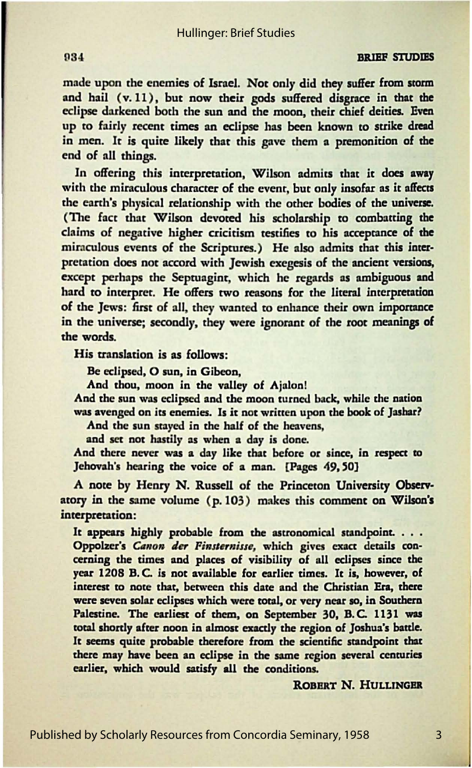made upon the enemies of Israel. Not only did they suffer from storm and hail (v. 11), but now their gods suffered disgrace in that the eclipse darkened both the sun and the moon, their chief deities. Even up to fairly recent times an eclipse has been known to strike dread in men. It is quite likely that this gave them a premonition of the end of all things.

In offering this interpretation, Wilson admits that it does away with the miraculous character of the event, but only insofar as it affects the earth's physical relationship with the other bodies of the universe. (The fact that Wilson devoted his scholarship to combatting the claims of negative higher cricitism testifies to his acceptance of the miraculous events of the Scriptures.) He also admits that this interpretation does not accord with Jewish exegesis of the ancient versions, except perhaps the Septuagint, which he regards as ambiguous and hard to interpret. He offers two reasons for the literal interpretation of the Jews: first of all, they wanted to enhance their own importance in the universe; secondly, they were ignorant of the root meanings of the words.

His translation is as follows:

> Be eclipsed, O sun, in Gibeon,
> And thou, moon in the valley of Ajalon!
>
> And the sun was eclipsed and the moon turned back, while the nation was avenged on its enemies. Is it not written upon the book of Jashar?
>
> And the sun stayed in the half of the heavens,
> and set not hastily as when a day is done.
>
> And there never was a day like that before or since, in respect to Jehovah's hearing the voice of a man. [Pages 49, 50]

A note by Henry N. Russell of the Princeton University Observatory in the same volume (p. 103) makes this comment on Wilson's interpretation:

> It appears highly probable from the astronomical standpoint. . . . Oppolzer's *Canon der Finsternisse*, which gives exact details concerning the times and places of visibility of all eclipses since the year 1208 B. C. is not available for earlier times. It is, however, of interest to note that, between this date and the Christian Era, there were seven solar eclipses which were total, or very near so, in Southern Palestine. The earliest of them, on September 30, B. C. 1131 was total shortly after noon in almost exactly the region of Joshua's battle. It seems quite probable therefore from the scientific standpoint that there may have been an eclipse in the same region several centuries earlier, which would satisfy all the conditions.

ROBERT N. HULLINGER